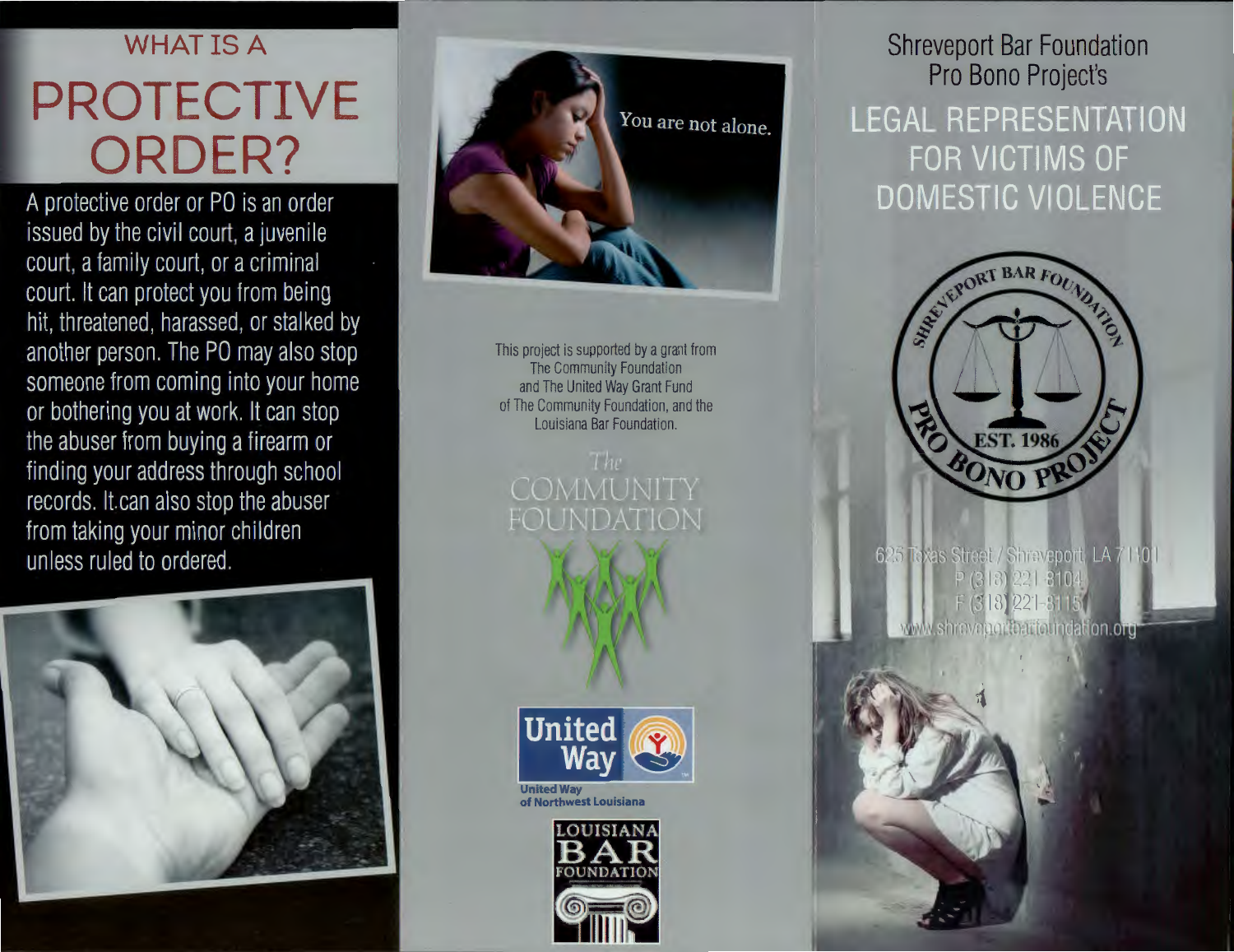## WHAT IS A

# PROTECTIVE ORDER?

A protective order or PO is an order issued by the civil court, a juvenile court, a family court, or a criminal court. It can protect you from being hit, threatened, harassed, or stalked by another person. The PO may also stop someone from coming into your home or bothering you at work. It can stop the abuser from buying a firearm or finding your address through school records. It can also stop the abuser from taking your minor children unless ruled to ordered.

You are not alone.

This project is supported by a grant from The Community Foundation and The United Way Grant Fund of The Community Foundation, and the Louisiana Bar Foundation.

The COMMUNITY FOUNDATION

United Way

United Way of Northwest Louisiana

LOUISIANA BAR FOUNDATION

Shreveport Bar Foundation Pro Bono Project's

# LEGAL REPRESENTATION FOR VICTIMS OF DOMESTIC VIOLENCE

SHREVEPORT BAR FOUNDATION PRO BONO PROJECT EST. 1986

625 Texas Street / Shreveport, LA 71101
P (318) 221-8104
F (318) 221-8115
www.shreveportbarfoundation.org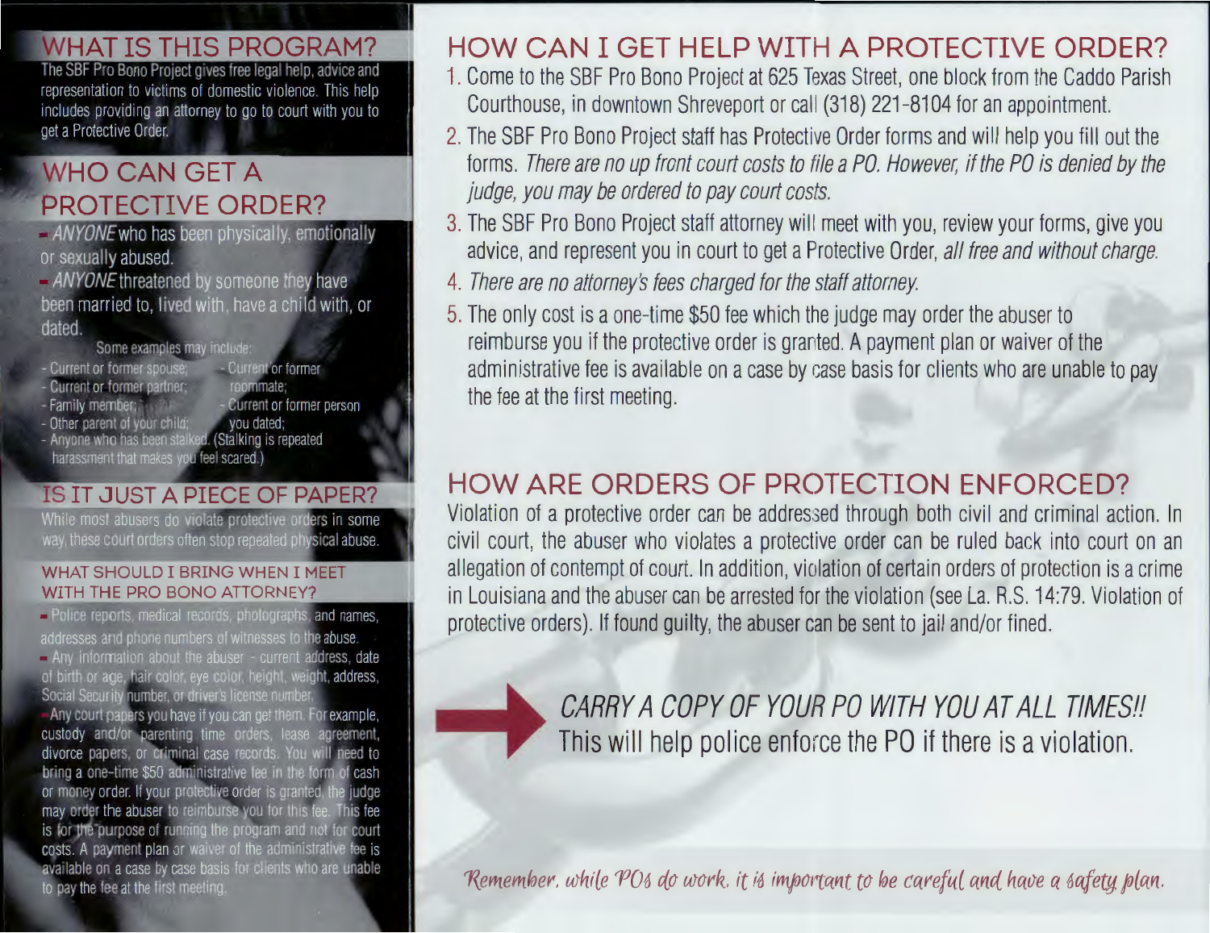## WHAT IS THIS PROGRAM?

The SBF Pro Bono Project gives free legal help, advice and representation to victims of domestic violence. This help includes providing an attorney to go to court with you to get a Protective Order.

## WHO CAN GET A PROTECTIVE ORDER?

- *ANYONE* who has been physically, emotionally or sexually abused.
- *ANYONE* threatened by someone they have been married to, lived with, have a child with, or dated.

Some examples may include:

- Current or former spouse;
- Current or former partner;
- Family member;
- Other parent of your child;
- Current or former roommate;
- Current or former person you dated;
- Anyone who has been stalked. (Stalking is repeated harassment that makes you feel scared.)

## IS IT JUST A PIECE OF PAPER?

While most abusers do violate protective orders in some way, these court orders often stop repeated physical abuse.

### WHAT SHOULD I BRING WHEN I MEET WITH THE PRO BONO ATTORNEY?

- Police reports, medical records, photographs, and names, addresses and phone numbers of witnesses to the abuse.
- Any information about the abuser - current address, date of birth or age, hair color, eye color, height, weight, address, Social Security number, or driver's license number.
- Any court papers you have if you can get them. For example, custody and/or parenting time orders, lease agreement, divorce papers, or criminal case records. You will need to bring a one-time $50 administrative fee in the form of cash or money order. If your protective order is granted, the judge may order the abuser to reimburse you for this fee. This fee is for the purpose of running the program and not for court costs. A payment plan or waiver of the administrative fee is available on a case by case basis for clients who are unable to pay the fee at the first meeting.

## HOW CAN I GET HELP WITH A PROTECTIVE ORDER?

1. Come to the SBF Pro Bono Project at 625 Texas Street, one block from the Caddo Parish Courthouse, in downtown Shreveport or call (318) 221-8104 for an appointment.
2. The SBF Pro Bono Project staff has Protective Order forms and will help you fill out the forms. *There are no up front court costs to file a PO. However, if the PO is denied by the judge, you may be ordered to pay court costs.*
3. The SBF Pro Bono Project staff attorney will meet with you, review your forms, give you advice, and represent you in court to get a Protective Order, *all free and without charge.*
4. *There are no attorney's fees charged for the staff attorney.*
5. The only cost is a one-time $50 fee which the judge may order the abuser to reimburse you if the protective order is granted. A payment plan or waiver of the administrative fee is available on a case by case basis for clients who are unable to pay the fee at the first meeting.

## HOW ARE ORDERS OF PROTECTION ENFORCED?

Violation of a protective order can be addressed through both civil and criminal action. In civil court, the abuser who violates a protective order can be ruled back into court on an allegation of contempt of court. In addition, violation of certain orders of protection is a crime in Louisiana and the abuser can be arrested for the violation (see La. R.S. 14:79. Violation of protective orders). If found guilty, the abuser can be sent to jail and/or fined.

*CARRY A COPY OF YOUR PO WITH YOU AT ALL TIMES!!*
This will help police enforce the PO if there is a violation.

*Remember, while POs do work, it is important to be careful and have a safety plan.*